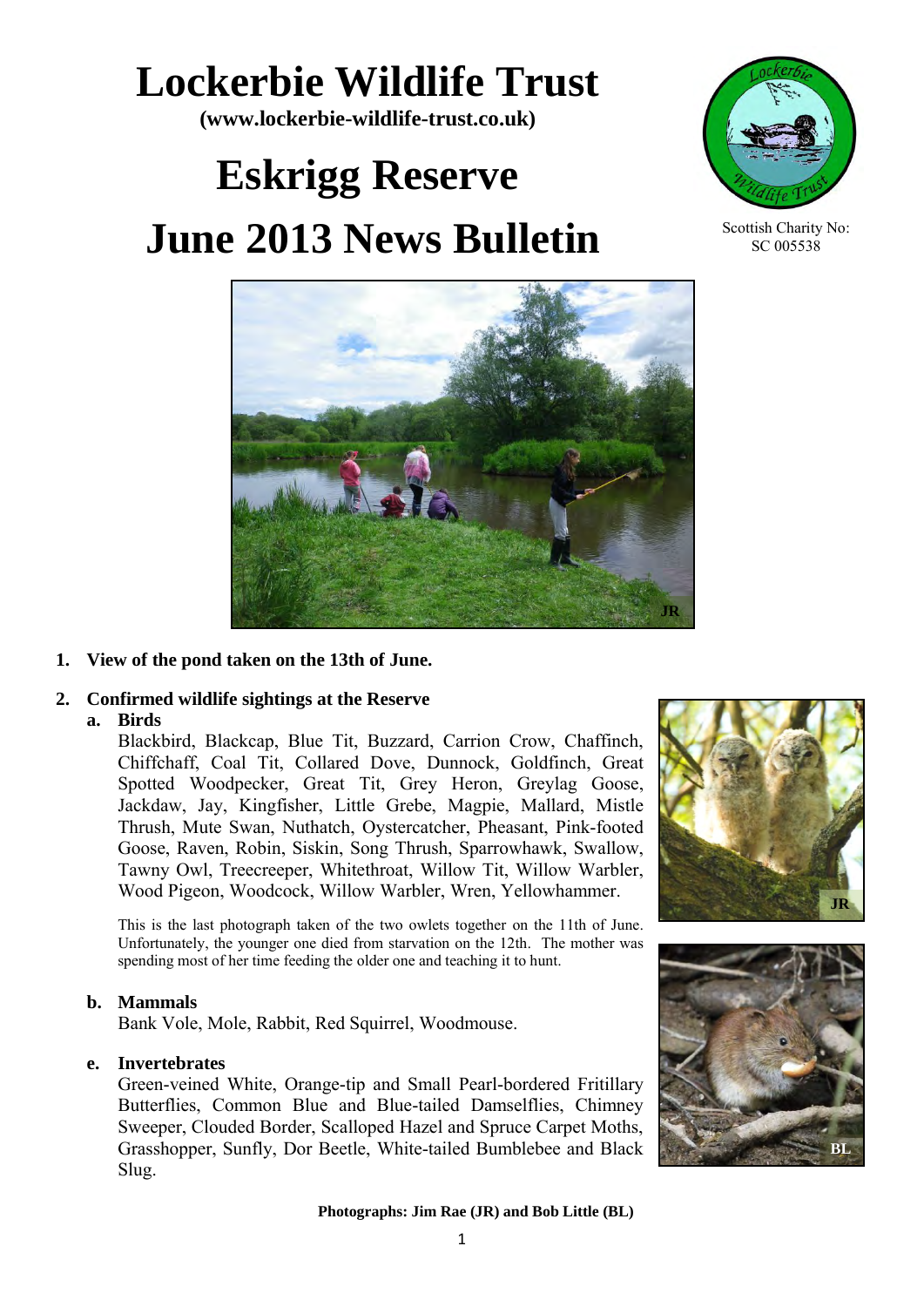# Lockerbie Wildlife Trust

**(www.lockerbie-wildlife-trust.co.uk)**

# Eskrigg Reserve

# June 2013 News Bulletin

Scottish Charity No: SC 005538

JR

1. **View of the pond taken on the 13th of June.**

2. **Confirmed wildlife sightings at the Reserve**

   a. **Birds**

   Blackbird, Blackcap, Blue Tit, Buzzard, Carrion Crow, Chaffinch, Chiffchaff, Coal Tit, Collared Dove, Dunnock, Goldfinch, Great Spotted Woodpecker, Great Tit, Grey Heron, Greylag Goose, Jackdaw, Jay, Kingfisher, Little Grebe, Magpie, Mallard, Mistle Thrush, Mute Swan, Nuthatch, Oystercatcher, Pheasant, Pink-footed Goose, Raven, Robin, Siskin, Song Thrush, Sparrowhawk, Swallow, Tawny Owl, Treecreeper, Whitethroat, Willow Tit, Willow Warbler, Wood Pigeon, Woodcock, Willow Warbler, Wren, Yellowhammer.

   JR

   This is the last photograph taken of the two owlets together on the 11th of June. Unfortunately, the younger one died from starvation on the 12th. The mother was spending most of her time feeding the older one and teaching it to hunt.

   b. **Mammals**

   Bank Vole, Mole, Rabbit, Red Squirrel, Woodmouse.

   BL

   e. **Invertebrates**

   Green-veined White, Orange-tip and Small Pearl-bordered Fritillary Butterflies, Common Blue and Blue-tailed Damselflies, Chimney Sweeper, Clouded Border, Scalloped Hazel and Spruce Carpet Moths, Grasshopper, Sunfly, Dor Beetle, White-tailed Bumblebee and Black Slug.

**Photographs: Jim Rae (JR) and Bob Little (BL)**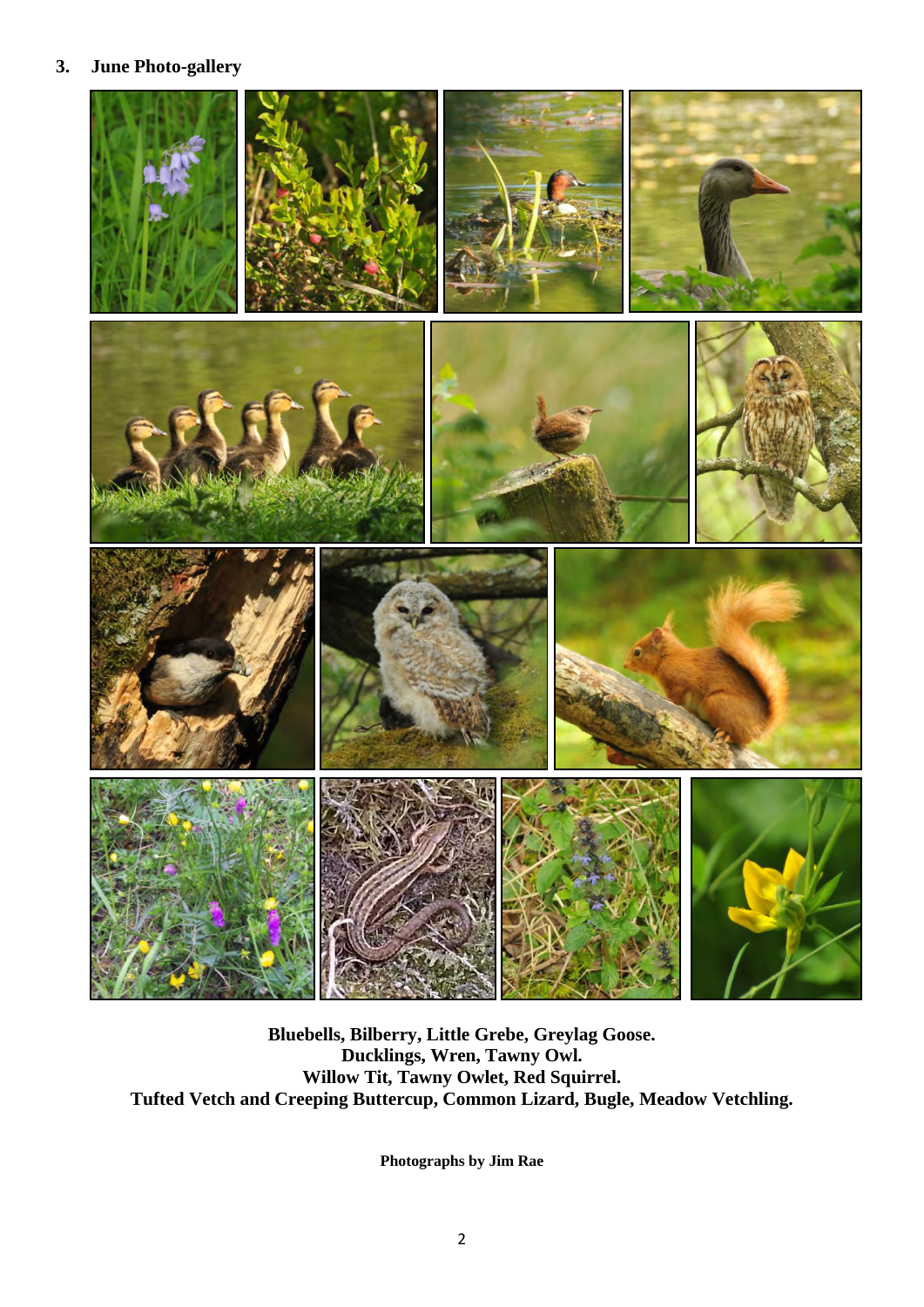## 3. June Photo-gallery

**Bluebells, Bilberry, Little Grebe, Greylag Goose.**
**Ducklings, Wren, Tawny Owl.**
**Willow Tit, Tawny Owlet, Red Squirrel.**
**Tufted Vetch and Creeping Buttercup, Common Lizard, Bugle, Meadow Vetchling.**

**Photographs by Jim Rae**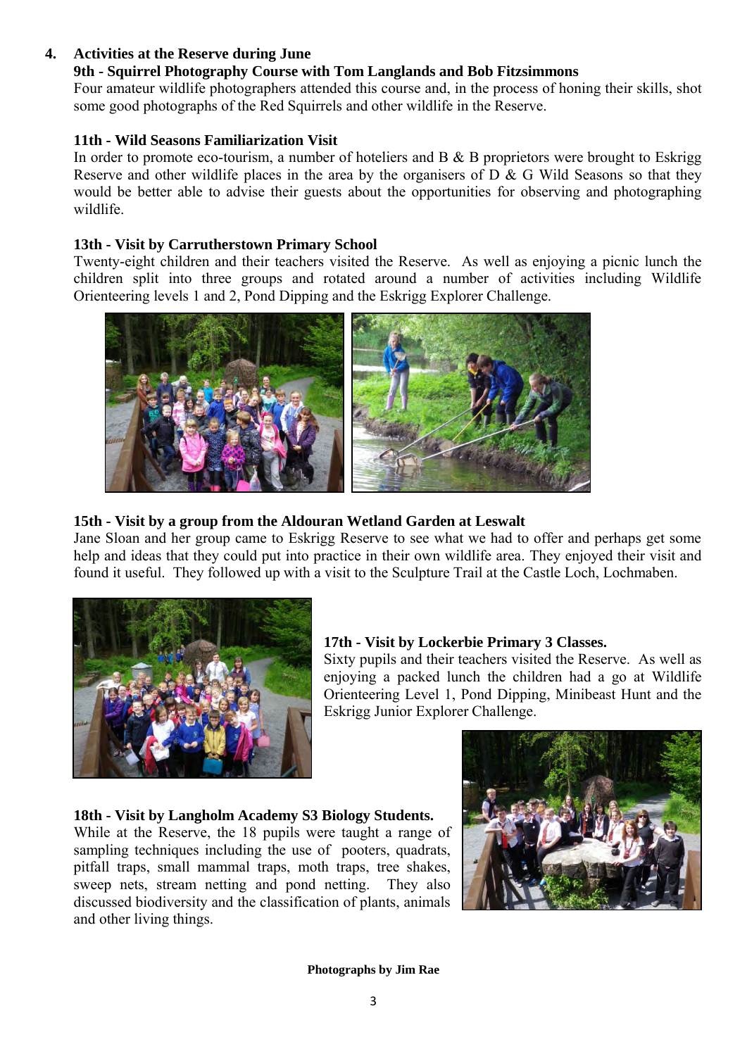## 4. Activities at the Reserve during June

### 9th - Squirrel Photography Course with Tom Langlands and Bob Fitzsimmons

Four amateur wildlife photographers attended this course and, in the process of honing their skills, shot some good photographs of the Red Squirrels and other wildlife in the Reserve.

### 11th - Wild Seasons Familiarization Visit

In order to promote eco-tourism, a number of hoteliers and B & B proprietors were brought to Eskrigg Reserve and other wildlife places in the area by the organisers of D & G Wild Seasons so that they would be better able to advise their guests about the opportunities for observing and photographing wildlife.

### 13th - Visit by Carrutherstown Primary School

Twenty-eight children and their teachers visited the Reserve. As well as enjoying a picnic lunch the children split into three groups and rotated around a number of activities including Wildlife Orienteering levels 1 and 2, Pond Dipping and the Eskrigg Explorer Challenge.

### 15th - Visit by a group from the Aldouran Wetland Garden at Leswalt

Jane Sloan and her group came to Eskrigg Reserve to see what we had to offer and perhaps get some help and ideas that they could put into practice in their own wildlife area. They enjoyed their visit and found it useful. They followed up with a visit to the Sculpture Trail at the Castle Loch, Lochmaben.

### 17th - Visit by Lockerbie Primary 3 Classes.

Sixty pupils and their teachers visited the Reserve. As well as enjoying a packed lunch the children had a go at Wildlife Orienteering Level 1, Pond Dipping, Minibeast Hunt and the Eskrigg Junior Explorer Challenge.

### 18th - Visit by Langholm Academy S3 Biology Students.

While at the Reserve, the 18 pupils were taught a range of sampling techniques including the use of pooters, quadrats, pitfall traps, small mammal traps, moth traps, tree shakes, sweep nets, stream netting and pond netting. They also discussed biodiversity and the classification of plants, animals and other living things.

**Photographs by Jim Rae**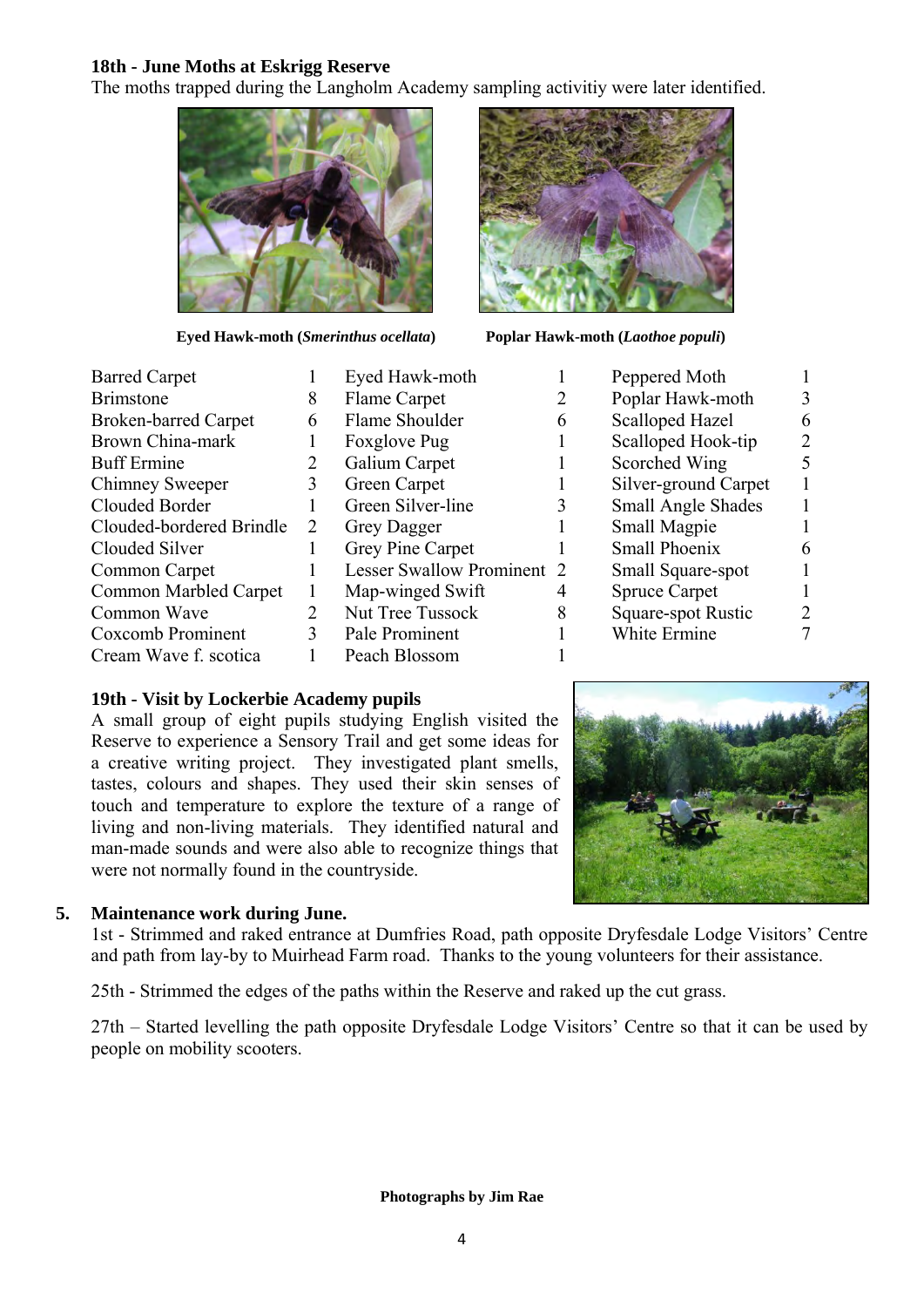**18th - June Moths at Eskrigg Reserve**

The moths trapped during the Langholm Academy sampling activitiy were later identified.

**Eyed Hawk-moth (*Smerinthus ocellata*)**

**Poplar Hawk-moth (*Laothoe populi*)**

| | | | | | |
|---|---|---|---|---|---|
| Barred Carpet | 1 | Eyed Hawk-moth | 1 | Peppered Moth | 1 |
| Brimstone | 8 | Flame Carpet | 2 | Poplar Hawk-moth | 3 |
| Broken-barred Carpet | 6 | Flame Shoulder | 6 | Scalloped Hazel | 6 |
| Brown China-mark | 1 | Foxglove Pug | 1 | Scalloped Hook-tip | 2 |
| Buff Ermine | 2 | Galium Carpet | 1 | Scorched Wing | 5 |
| Chimney Sweeper | 3 | Green Carpet | 1 | Silver-ground Carpet | 1 |
| Clouded Border | 1 | Green Silver-line | 3 | Small Angle Shades | 1 |
| Clouded-bordered Brindle | 2 | Grey Dagger | 1 | Small Magpie | 1 |
| Clouded Silver | 1 | Grey Pine Carpet | 1 | Small Phoenix | 6 |
| Common Carpet | 1 | Lesser Swallow Prominent | 2 | Small Square-spot | 1 |
| Common Marbled Carpet | 1 | Map-winged Swift | 4 | Spruce Carpet | 1 |
| Common Wave | 2 | Nut Tree Tussock | 8 | Square-spot Rustic | 2 |
| Coxcomb Prominent | 3 | Pale Prominent | 1 | White Ermine | 7 |
| Cream Wave f. scotica | 1 | Peach Blossom | 1 | | |

**19th - Visit by Lockerbie Academy pupils**

A small group of eight pupils studying English visited the Reserve to experience a Sensory Trail and get some ideas for a creative writing project. They investigated plant smells, tastes, colours and shapes. They used their skin senses of touch and temperature to explore the texture of a range of living and non-living materials. They identified natural and man-made sounds and were also able to recognize things that were not normally found in the countryside.

**5. Maintenance work during June.**

1st - Strimmed and raked entrance at Dumfries Road, path opposite Dryfesdale Lodge Visitors' Centre and path from lay-by to Muirhead Farm road. Thanks to the young volunteers for their assistance.

25th - Strimmed the edges of the paths within the Reserve and raked up the cut grass.

27th – Started levelling the path opposite Dryfesdale Lodge Visitors' Centre so that it can be used by people on mobility scooters.

**Photographs by Jim Rae**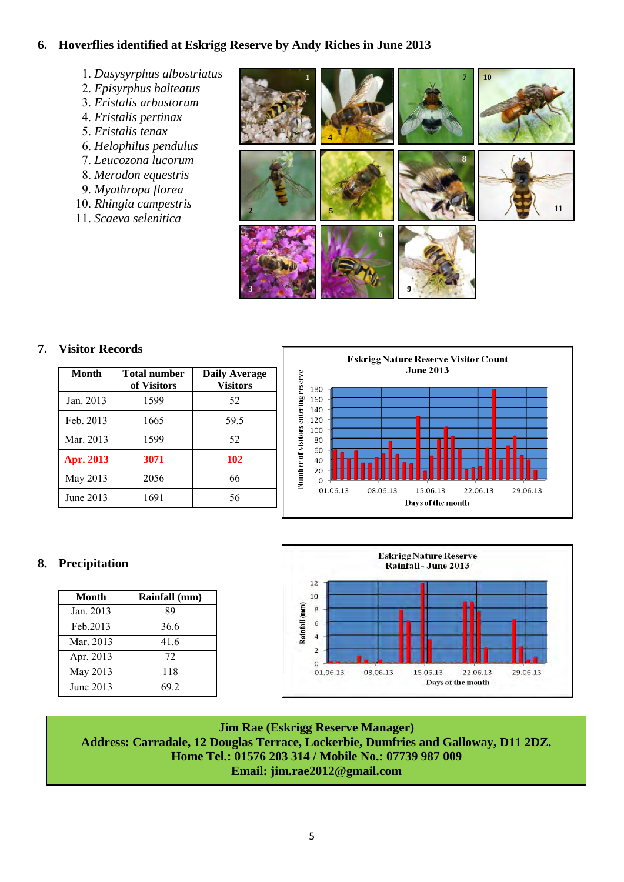## 6. Hoverflies identified at Eskrigg Reserve by Andy Riches in June 2013

1. *Dasysyrphus albostriatus*
2. *Episyrphus balteatus*
3. *Eristalis arbustorum*
4. *Eristalis pertinax*
5. *Eristalis tenax*
6. *Helophilus pendulus*
7. *Leucozona lucorum*
8. *Merodon equestris*
9. *Myathropa florea*
10. *Rhingia campestris*
11. *Scaeva selenitica*

## 7. Visitor Records

| Month | Total number of Visitors | Daily Average Visitors |
|---|---|---|
| Jan. 2013 | 1599 | 52 |
| Feb. 2013 | 1665 | 59.5 |
| Mar. 2013 | 1599 | 52 |
| **Apr. 2013** | **3071** | **102** |
| May 2013 | 2056 | 66 |
| June 2013 | 1691 | 56 |

Eskrigg Nature Reserve Visitor Count
June 2013

Number of visitors entering reserve

180
160
140
120
100
80
60
40
20
0

01.06.13
08.06.13
15.06.13
22.06.13
29.06.13

Days of the month

## 8. Precipitation

| Month | Rainfall (mm) |
|---|---|
| Jan. 2013 | 89 |
| Feb.2013 | 36.6 |
| Mar. 2013 | 41.6 |
| Apr. 2013 | 72 |
| May 2013 | 118 |
| June 2013 | 69.2 |

Eskrigg Nature Reserve
Rainfall - June 2013

Rainfall (mm)

12
10
8
6
4
2
0

01.06.13
08.06.13
15.06.13
22.06.13
29.06.13

Days of the month

**Jim Rae (Eskrigg Reserve Manager)**
**Address: Carradale, 12 Douglas Terrace, Lockerbie, Dumfries and Galloway, D11 2DZ.**
**Home Tel.: 01576 203 314 / Mobile No.: 07739 987 009**
**Email: jim.rae2012@gmail.com**